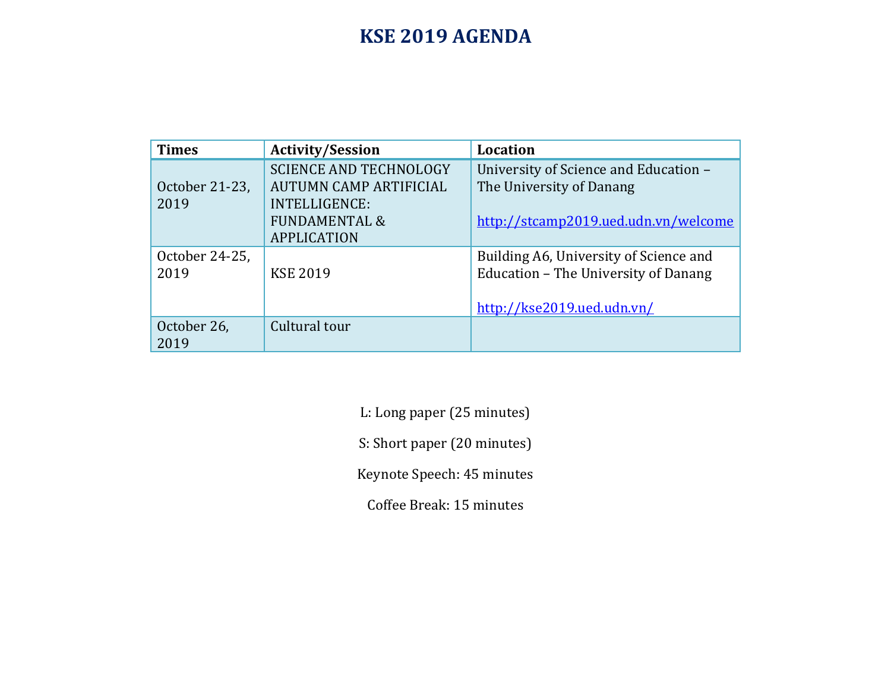# KSE 2019 AGENDA

| Times | Activity/Session | Location |
|---|---|---|
| October 21-23, 2019 | SCIENCE AND TECHNOLOGY AUTUMN CAMP ARTIFICIAL INTELLIGENCE: FUNDAMENTAL & APPLICATION | University of Science and Education – The University of Danang<br><br>http://stcamp2019.ued.udn.vn/welcome |
| October 24-25, 2019 | KSE 2019 | Building A6, University of Science and Education – The University of Danang<br><br>http://kse2019.ued.udn.vn/ |
| October 26, 2019 | Cultural tour | |

L: Long paper (25 minutes)

S: Short paper (20 minutes)

Keynote Speech: 45 minutes

Coffee Break: 15 minutes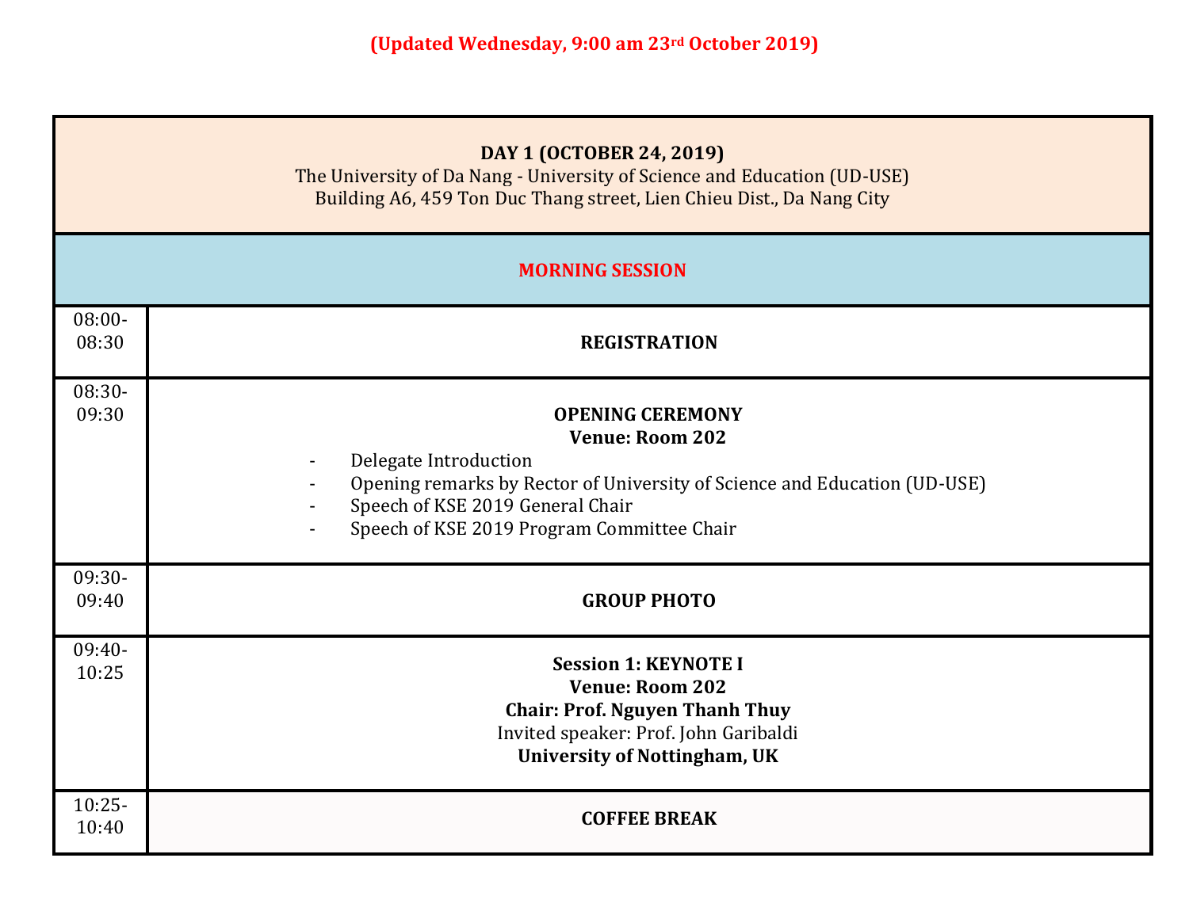**(Updated Wednesday, 9:00 am 23rd October 2019)**

| DAY 1 (OCTOBER 24, 2019)<br>The University of Da Nang - University of Science and Education (UD-USE)<br>Building A6, 459 Ton Duc Thang street, Lien Chieu Dist., Da Nang City | |
|---|---|
| **MORNING SESSION** | |
| 08:00-08:30 | **REGISTRATION** |
| 08:30-09:30 | **OPENING CEREMONY**<br>**Venue: Room 202**<br>- Delegate Introduction<br>- Opening remarks by Rector of University of Science and Education (UD-USE)<br>- Speech of KSE 2019 General Chair<br>- Speech of KSE 2019 Program Committee Chair |
| 09:30-09:40 | **GROUP PHOTO** |
| 09:40-10:25 | **Session 1: KEYNOTE I**<br>**Venue: Room 202**<br>**Chair: Prof. Nguyen Thanh Thuy**<br>Invited speaker: Prof. John Garibaldi<br>**University of Nottingham, UK** |
| 10:25-10:40 | **COFFEE BREAK** |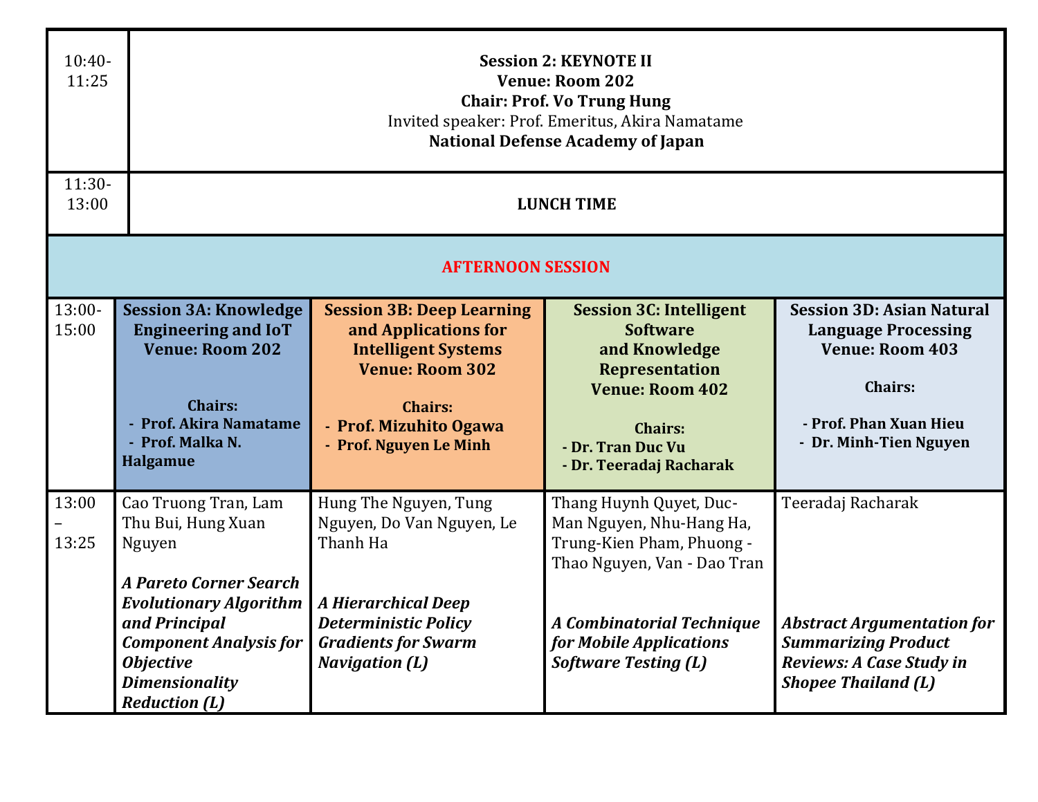| | | | | |
|---|---|---|---|---|
| 10:40-11:25 | **Session 2: KEYNOTE II**<br>**Venue: Room 202**<br>**Chair: Prof. Vo Trung Hung**<br>Invited speaker: Prof. Emeritus, Akira Namatame<br>**National Defense Academy of Japan** | | | |
| 11:30-13:00 | **LUNCH TIME** | | | |
| **AFTERNOON SESSION** | | | | |
| 13:00-15:00 | **Session 3A: Knowledge Engineering and IoT**<br>**Venue: Room 202**<br><br>**Chairs:**<br>**- Prof. Akira Namatame**<br>**- Prof. Malka N. Halgamue** | **Session 3B: Deep Learning and Applications for Intelligent Systems**<br>**Venue: Room 302**<br><br>**Chairs:**<br>**- Prof. Mizuhito Ogawa**<br>**- Prof. Nguyen Le Minh** | **Session 3C: Intelligent Software and Knowledge Representation**<br>**Venue: Room 402**<br><br>**Chairs:**<br>**- Dr. Tran Duc Vu**<br>**- Dr. Teeradaj Racharak** | **Session 3D: Asian Natural Language Processing**<br>**Venue: Room 403**<br><br>**Chairs:**<br>**- Prof. Phan Xuan Hieu**<br>**- Dr. Minh-Tien Nguyen** |
| 13:00 – 13:25 | Cao Truong Tran, Lam Thu Bui, Hung Xuan Nguyen<br><br>***A Pareto Corner Search Evolutionary Algorithm and Principal Component Analysis for Objective Dimensionality Reduction (L)*** | Hung The Nguyen, Tung Nguyen, Do Van Nguyen, Le Thanh Ha<br><br>***A Hierarchical Deep Deterministic Policy Gradients for Swarm Navigation (L)*** | Thang Huynh Quyet, Duc-Man Nguyen, Nhu-Hang Ha, Trung-Kien Pham, Phuong - Thao Nguyen, Van - Dao Tran<br><br>***A Combinatorial Technique for Mobile Applications Software Testing (L)*** | Teeradaj Racharak<br><br>***Abstract Argumentation for Summarizing Product Reviews: A Case Study in Shopee Thailand (L)*** |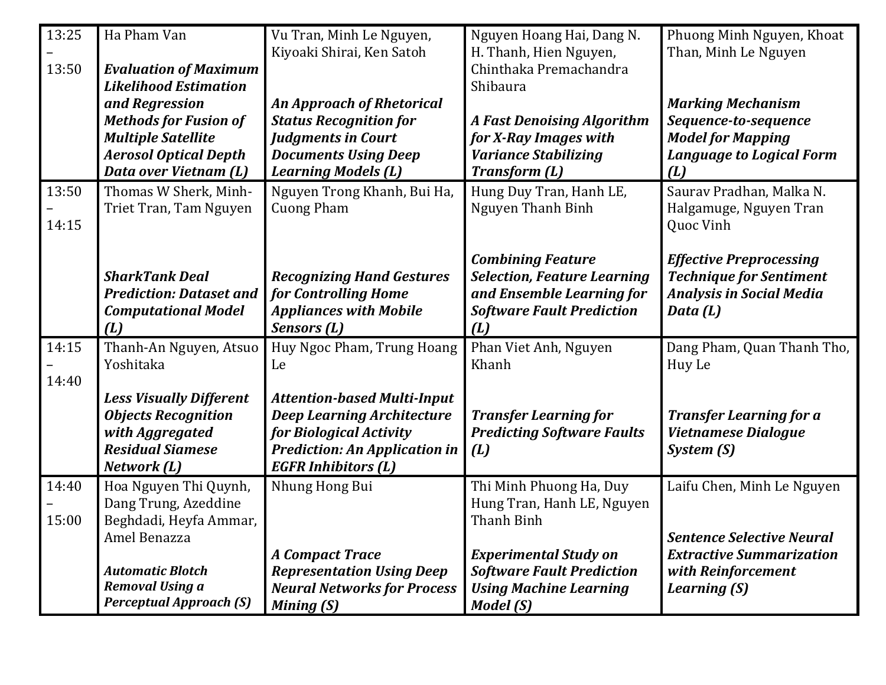| | | | | |
|---|---|---|---|---|
| 13:25 – 13:50 | Ha Pham Van<br><br>***Evaluation of Maximum Likelihood Estimation and Regression Methods for Fusion of Multiple Satellite Aerosol Optical Depth Data over Vietnam (L)*** | Vu Tran, Minh Le Nguyen, Kiyoaki Shirai, Ken Satoh<br><br>***An Approach of Rhetorical Status Recognition for Judgments in Court Documents Using Deep Learning Models (L)*** | Nguyen Hoang Hai, Dang N. H. Thanh, Hien Nguyen, Chinthaka Premachandra Shibaura<br><br>***A Fast Denoising Algorithm for X-Ray Images with Variance Stabilizing Transform (L)*** | Phuong Minh Nguyen, Khoat Than, Minh Le Nguyen<br><br>***Marking Mechanism Sequence-to-sequence Model for Mapping Language to Logical Form (L)*** |
| 13:50 – 14:15 | Thomas W Sherk, Minh-Triet Tran, Tam Nguyen<br><br>***SharkTank Deal Prediction: Dataset and Computational Model (L)*** | Nguyen Trong Khanh, Bui Ha, Cuong Pham<br><br>***Recognizing Hand Gestures for Controlling Home Appliances with Mobile Sensors (L)*** | Hung Duy Tran, Hanh LE, Nguyen Thanh Binh<br><br>***Combining Feature Selection, Feature Learning and Ensemble Learning for Software Fault Prediction (L)*** | Saurav Pradhan, Malka N. Halgamuge, Nguyen Tran Quoc Vinh<br><br>***Effective Preprocessing Technique for Sentiment Analysis in Social Media Data (L)*** |
| 14:15 – 14:40 | Thanh-An Nguyen, Atsuo Yoshitaka<br><br>***Less Visually Different Objects Recognition with Aggregated Residual Siamese Network (L)*** | Huy Ngoc Pham, Trung Hoang Le<br><br>***Attention-based Multi-Input Deep Learning Architecture for Biological Activity Prediction: An Application in EGFR Inhibitors (L)*** | Phan Viet Anh, Nguyen Khanh<br><br>***Transfer Learning for Predicting Software Faults (L)*** | Dang Pham, Quan Thanh Tho, Huy Le<br><br>***Transfer Learning for a Vietnamese Dialogue System (S)*** |
| 14:40 – 15:00 | Hoa Nguyen Thi Quynh, Dang Trung, Azeddine Beghdadi, Heyfa Ammar, Amel Benazza<br><br>***Automatic Blotch Removal Using a Perceptual Approach (S)*** | Nhung Hong Bui<br><br>***A Compact Trace Representation Using Deep Neural Networks for Process Mining (S)*** | Thi Minh Phuong Ha, Duy Hung Tran, Hanh LE, Nguyen Thanh Binh<br><br>***Experimental Study on Software Fault Prediction Using Machine Learning Model (S)*** | Laifu Chen, Minh Le Nguyen<br><br>***Sentence Selective Neural Extractive Summarization with Reinforcement Learning (S)*** |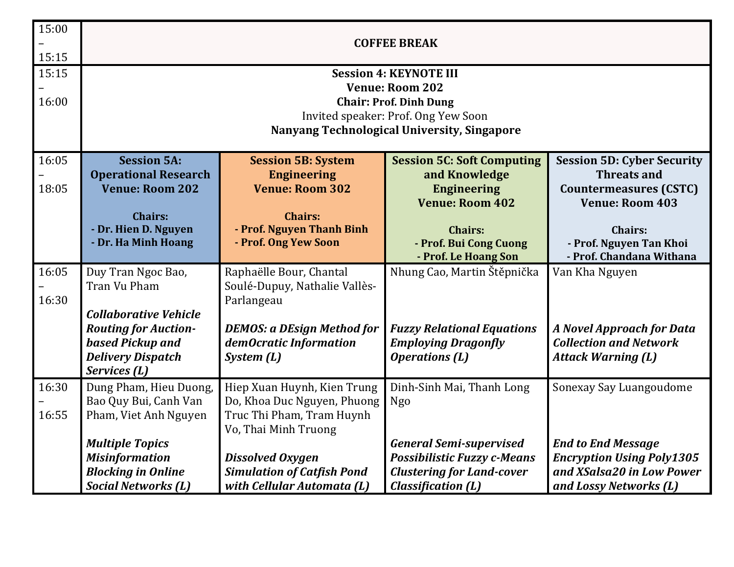| | | | | |
|---|---|---|---|---|
| 15:00 – 15:15 | **COFFEE BREAK** | | | |
| 15:15 – 16:00 | **Session 4: KEYNOTE III**<br>**Venue: Room 202**<br>**Chair:** **Prof. Dinh Dung**<br>Invited speaker: Prof. Ong Yew Soon<br>**Nanyang Technological University, Singapore** | | | |
| 16:05 – 18:05 | **Session 5A: Operational Research**<br>**Venue: Room 202**<br><br>**Chairs:**<br>**- Dr. Hien D. Nguyen**<br>**- Dr. Ha Minh Hoang** | **Session 5B: System Engineering**<br>**Venue: Room 302**<br><br>**Chairs:**<br>**- Prof. Nguyen Thanh Binh**<br>**- Prof. Ong Yew Soon** | **Session 5C: Soft Computing and Knowledge Engineering**<br>**Venue: Room 402**<br><br>**Chairs:**<br>**- Prof. Bui Cong Cuong**<br>**- Prof. Le Hoang Son** | **Session 5D: Cyber Security Threats and Countermeasures (CSTC)**<br>**Venue: Room 403**<br><br>**Chairs:**<br>**- Prof. Nguyen Tan Khoi**<br>**- Prof. Chandana Withana** |
| 16:05 – 16:30 | Duy Tran Ngoc Bao, Tran Vu Pham<br><br>***Collaborative Vehicle Routing for Auction-based Pickup and Delivery Dispatch Services (L)*** | Raphaëlle Bour, Chantal Soulé-Dupuy, Nathalie Vallès-Parlangeau<br><br>***DEMOS: a DEsign Method for demOcratic Information System (L)*** | Nhung Cao, Martin Štěpnička<br><br>***Fuzzy Relational Equations Employing Dragonfly Operations (L)*** | Van Kha Nguyen<br><br>***A Novel Approach for Data Collection and Network Attack Warning (L)*** |
| 16:30 – 16:55 | Dung Pham, Hieu Duong, Bao Quy Bui, Canh Van Pham, Viet Anh Nguyen<br><br>***Multiple Topics Misinformation Blocking in Online Social Networks (L)*** | Hiep Xuan Huynh, Kien Trung Do, Khoa Duc Nguyen, Phuong Truc Thi Pham, Tram Huynh Vo, Thai Minh Truong<br><br>***Dissolved Oxygen Simulation of Catfish Pond with Cellular Automata (L)*** | Dinh-Sinh Mai, Thanh Long Ngo<br><br>***General Semi-supervised Possibilistic Fuzzy c-Means Clustering for Land-cover Classification (L)*** | Sonexay Say Luangoudome<br><br>***End to End Message Encryption Using Poly1305 and XSalsa20 in Low Power and Lossy Networks (L)*** |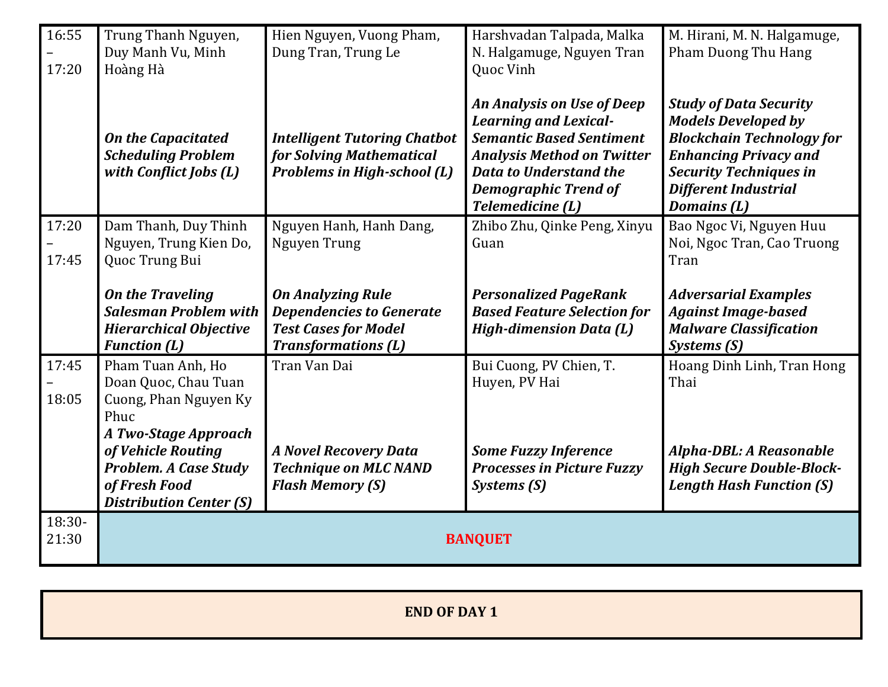| | | | | |
|---|---|---|---|---|
| 16:55 – 17:20 | Trung Thanh Nguyen, Duy Manh Vu, Minh Hoàng Hà<br><br>***On the Capacitated Scheduling Problem with Conflict Jobs (L)*** | Hien Nguyen, Vuong Pham, Dung Tran, Trung Le<br><br>***Intelligent Tutoring Chatbot for Solving Mathematical Problems in High-school (L)*** | Harshvadan Talpada, Malka N. Halgamuge, Nguyen Tran Quoc Vinh<br><br>***An Analysis on Use of Deep Learning and Lexical-Semantic Based Sentiment Analysis Method on Twitter Data to Understand the Demographic Trend of Telemedicine (L)*** | M. Hirani, M. N. Halgamuge, Pham Duong Thu Hang<br><br>***Study of Data Security Models Developed by Blockchain Technology for Enhancing Privacy and Security Techniques in Different Industrial Domains (L)*** |
| 17:20 – 17:45 | Dam Thanh, Duy Thinh Nguyen, Trung Kien Do, Quoc Trung Bui<br><br>***On the Traveling Salesman Problem with Hierarchical Objective Function (L)*** | Nguyen Hanh, Hanh Dang, Nguyen Trung<br><br>***On Analyzing Rule Dependencies to Generate Test Cases for Model Transformations (L)*** | Zhibo Zhu, Qinke Peng, Xinyu Guan<br><br>***Personalized PageRank Based Feature Selection for High-dimension Data (L)*** | Bao Ngoc Vi, Nguyen Huu Noi, Ngoc Tran, Cao Truong Tran<br><br>***Adversarial Examples Against Image-based Malware Classification Systems (S)*** |
| 17:45 – 18:05 | Pham Tuan Anh, Ho Doan Quoc, Chau Tuan Cuong, Phan Nguyen Ky Phuc<br>***A Two-Stage Approach of Vehicle Routing Problem. A Case Study of Fresh Food Distribution Center (S)*** | Tran Van Dai<br><br>***A Novel Recovery Data Technique on MLC NAND Flash Memory (S)*** | Bui Cuong, PV Chien, T. Huyen, PV Hai<br><br>***Some Fuzzy Inference Processes in Picture Fuzzy Systems (S)*** | Hoang Dinh Linh, Tran Hong Thai<br><br>***Alpha-DBL: A Reasonable High Secure Double-Block-Length Hash Function (S)*** |
| 18:30-21:30 | **BANQUET** | | | |

**END OF DAY 1**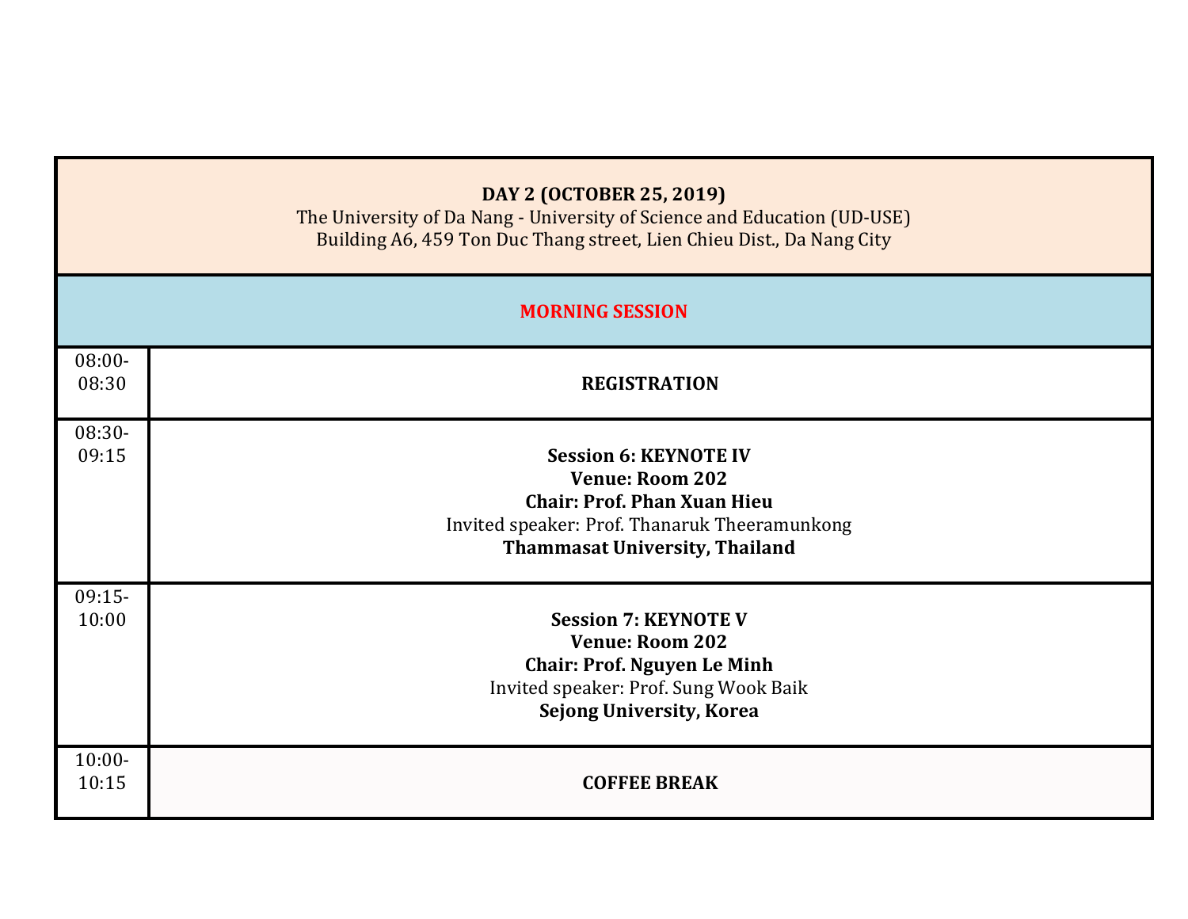| **DAY 2 (OCTOBER 25, 2019)**<br>The University of Da Nang - University of Science and Education (UD-USE)<br>Building A6, 459 Ton Duc Thang street, Lien Chieu Dist., Da Nang City | |
|---|---|
| **MORNING SESSION** | |
| 08:00-08:30 | **REGISTRATION** |
| 08:30-09:15 | **Session 6: KEYNOTE IV**<br>**Venue: Room 202**<br>**Chair: Prof. Phan Xuan Hieu**<br>Invited speaker: Prof. Thanaruk Theeramunkong<br>**Thammasat University, Thailand** |
| 09:15-10:00 | **Session 7: KEYNOTE V**<br>**Venue: Room 202**<br>**Chair: Prof. Nguyen Le Minh**<br>Invited speaker: Prof. Sung Wook Baik<br>**Sejong University, Korea** |
| 10:00-10:15 | **COFFEE BREAK** |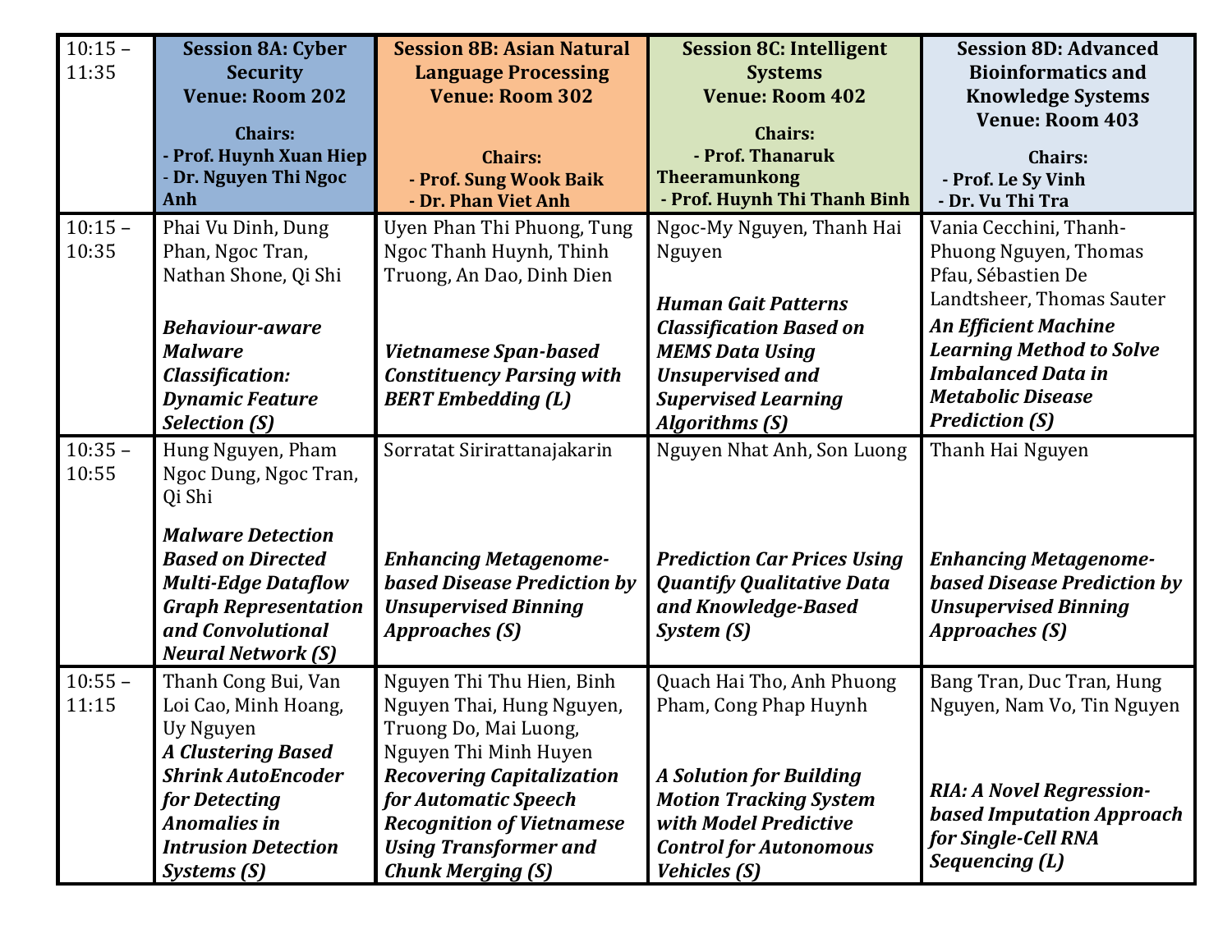| 10:15 – 11:35 | **Session 8A: Cyber Security**<br>**Venue: Room 202**<br><br>**Chairs:**<br>**- Prof. Huynh Xuan Hiep**<br>**- Dr. Nguyen Thi Ngoc Anh** | **Session 8B: Asian Natural Language Processing**<br>**Venue: Room 302**<br><br>**Chairs:**<br>**- Prof. Sung Wook Baik**<br>**- Dr. Phan Viet Anh** | **Session 8C: Intelligent Systems**<br>**Venue: Room 402**<br><br>**Chairs:**<br>**- Prof. Thanaruk Theeramunkong**<br>**- Prof. Huynh Thi Thanh Binh** | **Session 8D: Advanced Bioinformatics and Knowledge Systems**<br>**Venue: Room 403**<br><br>**Chairs:**<br>**- Prof. Le Sy Vinh**<br>**- Dr. Vu Thi Tra** |
|---|---|---|---|---|
| 10:15 – 10:35 | Phai Vu Dinh, Dung Phan, Ngoc Tran, Nathan Shone, Qi Shi<br><br>***Behaviour-aware Malware Classification: Dynamic Feature Selection (S)*** | Uyen Phan Thi Phuong, Tung Ngoc Thanh Huynh, Thinh Truong, An Dao, Dinh Dien<br><br>***Vietnamese Span-based Constituency Parsing with BERT Embedding (L)*** | Ngoc-My Nguyen, Thanh Hai Nguyen<br><br>***Human Gait Patterns Classification Based on MEMS Data Using Unsupervised and Supervised Learning Algorithms (S)*** | Vania Cecchini, Thanh-Phuong Nguyen, Thomas Pfau, Sébastien De Landtsheer, Thomas Sauter<br>***An Efficient Machine Learning Method to Solve Imbalanced Data in Metabolic Disease Prediction (S)*** |
| 10:35 – 10:55 | Hung Nguyen, Pham Ngoc Dung, Ngoc Tran, Qi Shi<br><br>***Malware Detection Based on Directed Multi-Edge Dataflow Graph Representation and Convolutional Neural Network (S)*** | Sorratat Sirirattanajakarin<br><br>***Enhancing Metagenome-based Disease Prediction by Unsupervised Binning Approaches (S)*** | Nguyen Nhat Anh, Son Luong<br><br>***Prediction Car Prices Using Quantify Qualitative Data and Knowledge-Based System (S)*** | Thanh Hai Nguyen<br><br>***Enhancing Metagenome-based Disease Prediction by Unsupervised Binning Approaches (S)*** |
| 10:55 – 11:15 | Thanh Cong Bui, Van Loi Cao, Minh Hoang, Uy Nguyen<br>***A Clustering Based Shrink AutoEncoder for Detecting Anomalies in Intrusion Detection Systems (S)*** | Nguyen Thi Thu Hien, Binh Nguyen Thai, Hung Nguyen, Truong Do, Mai Luong, Nguyen Thi Minh Huyen<br>***Recovering Capitalization for Automatic Speech Recognition of Vietnamese Using Transformer and Chunk Merging (S)*** | Quach Hai Tho, Anh Phuong Pham, Cong Phap Huynh<br><br>***A Solution for Building Motion Tracking System with Model Predictive Control for Autonomous Vehicles (S)*** | Bang Tran, Duc Tran, Hung Nguyen, Nam Vo, Tin Nguyen<br><br>***RIA: A Novel Regression-based Imputation Approach for Single-Cell RNA Sequencing (L)*** |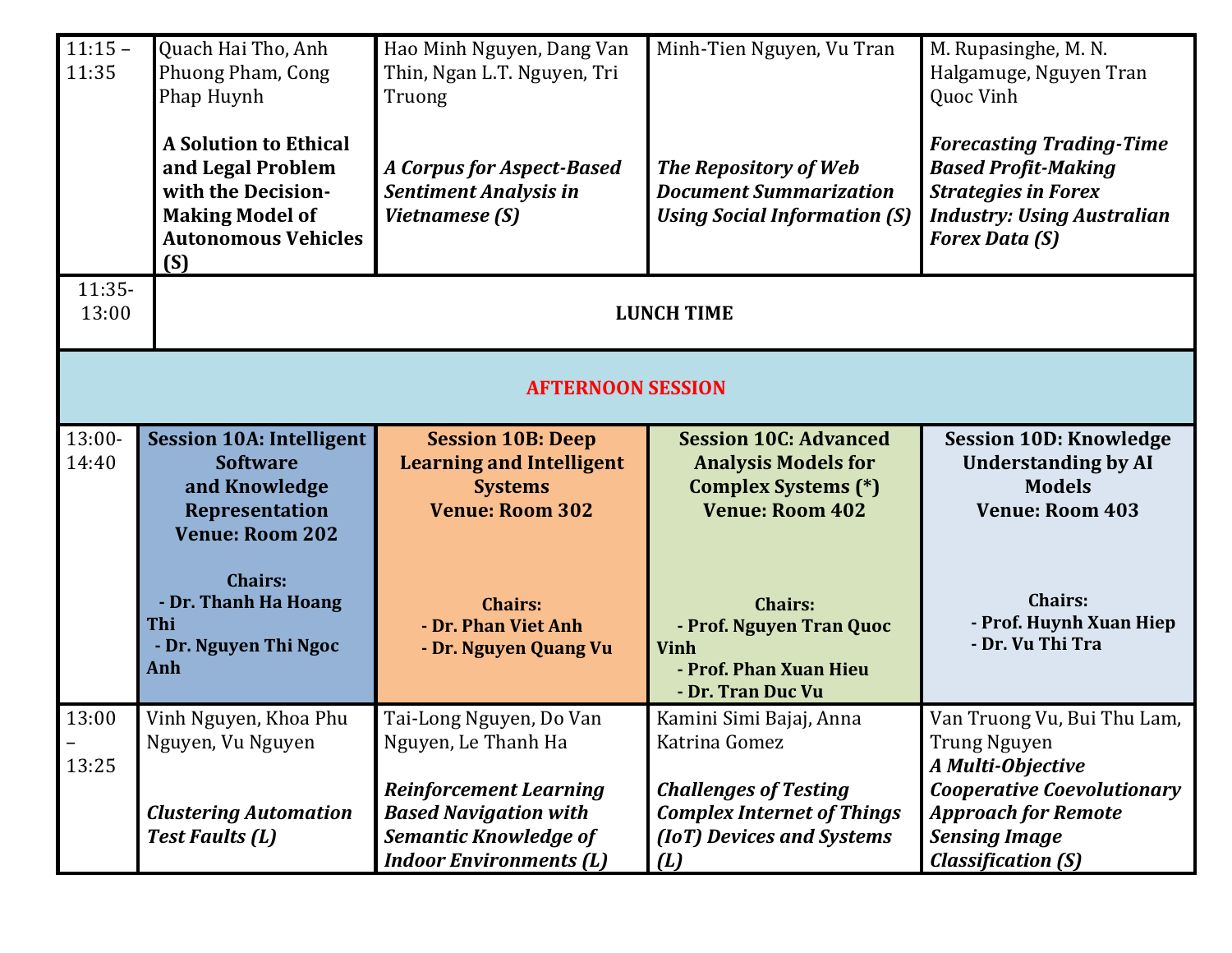| | | | | |
|---|---|---|---|---|
| 11:15 – 11:35 | Quach Hai Tho, Anh Phuong Pham, Cong Phap Huynh<br><br>**A Solution to Ethical and Legal Problem with the Decision-Making Model of Autonomous Vehicles (S)** | Hao Minh Nguyen, Dang Van Thin, Ngan L.T. Nguyen, Tri Truong<br><br>***A Corpus for Aspect-Based Sentiment Analysis in Vietnamese (S)*** | Minh-Tien Nguyen, Vu Tran<br><br>***The Repository of Web Document Summarization Using Social Information (S)*** | M. Rupasinghe, M. N. Halgamuge, Nguyen Tran Quoc Vinh<br><br>***Forecasting Trading-Time Based Profit-Making Strategies in Forex Industry: Using Australian Forex Data (S)*** |
| 11:35-13:00 | **LUNCH TIME** | | | |
| **AFTERNOON SESSION** | | | | |
| 13:00-14:40 | **Session 10A: Intelligent Software and Knowledge Representation<br>Venue: Room 202<br><br>Chairs:<br>- Dr. Thanh Ha Hoang Thi<br>- Dr. Nguyen Thi Ngoc Anh** | **Session 10B: Deep Learning and Intelligent Systems<br>Venue: Room 302<br><br>Chairs:<br>- Dr. Phan Viet Anh<br>- Dr. Nguyen Quang Vu** | **Session 10C: Advanced Analysis Models for Complex Systems (*)<br>Venue: Room 402<br><br>Chairs:<br>- Prof. Nguyen Tran Quoc Vinh<br>- Prof. Phan Xuan Hieu<br>- Dr. Tran Duc Vu** | **Session 10D: Knowledge Understanding by AI Models<br>Venue: Room 403<br><br>Chairs:<br>- Prof. Huynh Xuan Hiep<br>- Dr. Vu Thi Tra** |
| 13:00 – 13:25 | Vinh Nguyen, Khoa Phu Nguyen, Vu Nguyen<br><br>***Clustering Automation Test Faults (L)*** | Tai-Long Nguyen, Do Van Nguyen, Le Thanh Ha<br><br>***Reinforcement Learning Based Navigation with Semantic Knowledge of Indoor Environments (L)*** | Kamini Simi Bajaj, Anna Katrina Gomez<br><br>***Challenges of Testing Complex Internet of Things (IoT) Devices and Systems (L)*** | Van Truong Vu, Bui Thu Lam, Trung Nguyen<br>***A Multi-Objective Cooperative Coevolutionary Approach for Remote Sensing Image Classification (S)*** |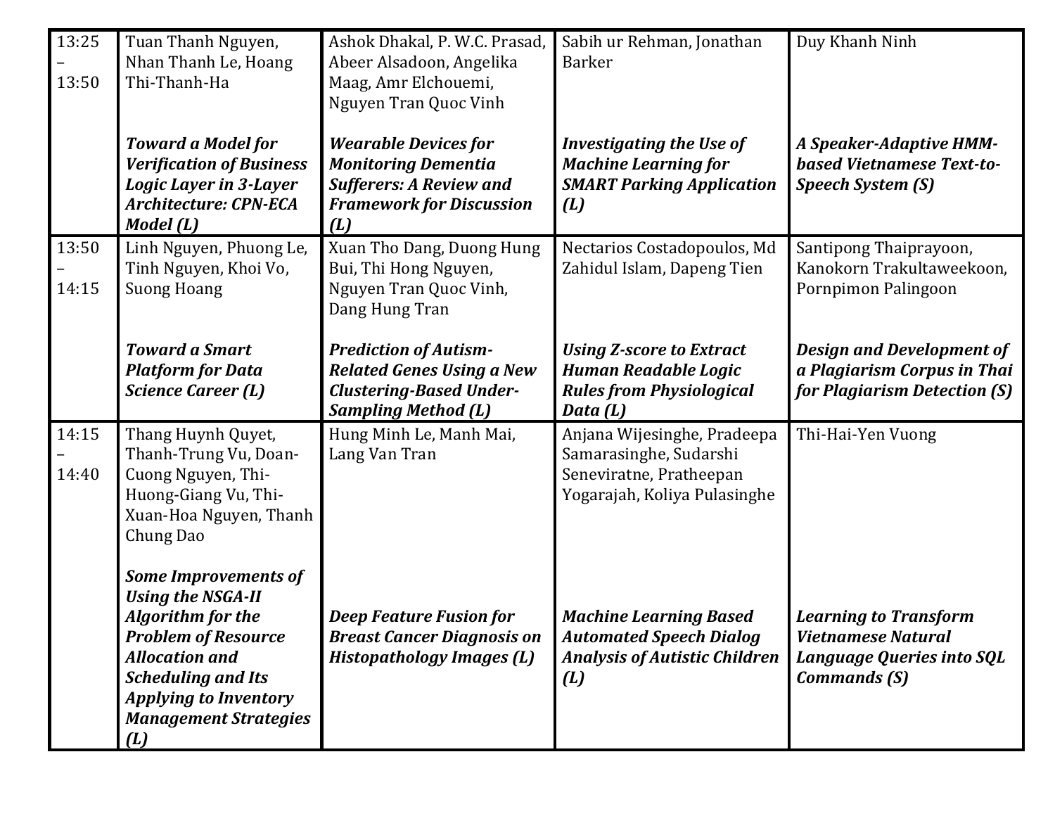| 13:25 – 13:50 | Tuan Thanh Nguyen, Nhan Thanh Le, Hoang Thi-Thanh-Ha<br><br>***Toward a Model for Verification of Business Logic Layer in 3-Layer Architecture: CPN-ECA Model (L)*** | Ashok Dhakal, P. W.C. Prasad, Abeer Alsadoon, Angelika Maag, Amr Elchouemi, Nguyen Tran Quoc Vinh<br><br>***Wearable Devices for Monitoring Dementia Sufferers: A Review and Framework for Discussion (L)*** | Sabih ur Rehman, Jonathan Barker<br><br>***Investigating the Use of Machine Learning for SMART Parking Application (L)*** | Duy Khanh Ninh<br><br>***A Speaker-Adaptive HMM-based Vietnamese Text-to-Speech System (S)*** |
|---|---|---|---|---|
| 13:50 – 14:15 | Linh Nguyen, Phuong Le, Tinh Nguyen, Khoi Vo, Suong Hoang<br><br>***Toward a Smart Platform for Data Science Career (L)*** | Xuan Tho Dang, Duong Hung Bui, Thi Hong Nguyen, Nguyen Tran Quoc Vinh, Dang Hung Tran<br><br>***Prediction of Autism-Related Genes Using a New Clustering-Based Under-Sampling Method (L)*** | Nectarios Costadopoulos, Md Zahidul Islam, Dapeng Tien<br><br>***Using Z-score to Extract Human Readable Logic Rules from Physiological Data (L)*** | Santipong Thaiprayoon, Kanokorn Trakultaweekoon, Pornpimon Palingoon<br><br>***Design and Development of a Plagiarism Corpus in Thai for Plagiarism Detection (S)*** |
| 14:15 – 14:40 | Thang Huynh Quyet, Thanh-Trung Vu, Doan-Cuong Nguyen, Thi-Huong-Giang Vu, Thi-Xuan-Hoa Nguyen, Thanh Chung Dao<br><br>***Some Improvements of Using the NSGA-II Algorithm for the Problem of Resource Allocation and Scheduling and Its Applying to Inventory Management Strategies (L)*** | Hung Minh Le, Manh Mai, Lang Van Tran<br><br>***Deep Feature Fusion for Breast Cancer Diagnosis on Histopathology Images (L)*** | Anjana Wijesinghe, Pradeepa Samarasinghe, Sudarshi Seneviratne, Pratheepan Yogarajah, Koliya Pulasinghe<br><br>***Machine Learning Based Automated Speech Dialog Analysis of Autistic Children (L)*** | Thi-Hai-Yen Vuong<br><br>***Learning to Transform Vietnamese Natural Language Queries into SQL Commands (S)*** |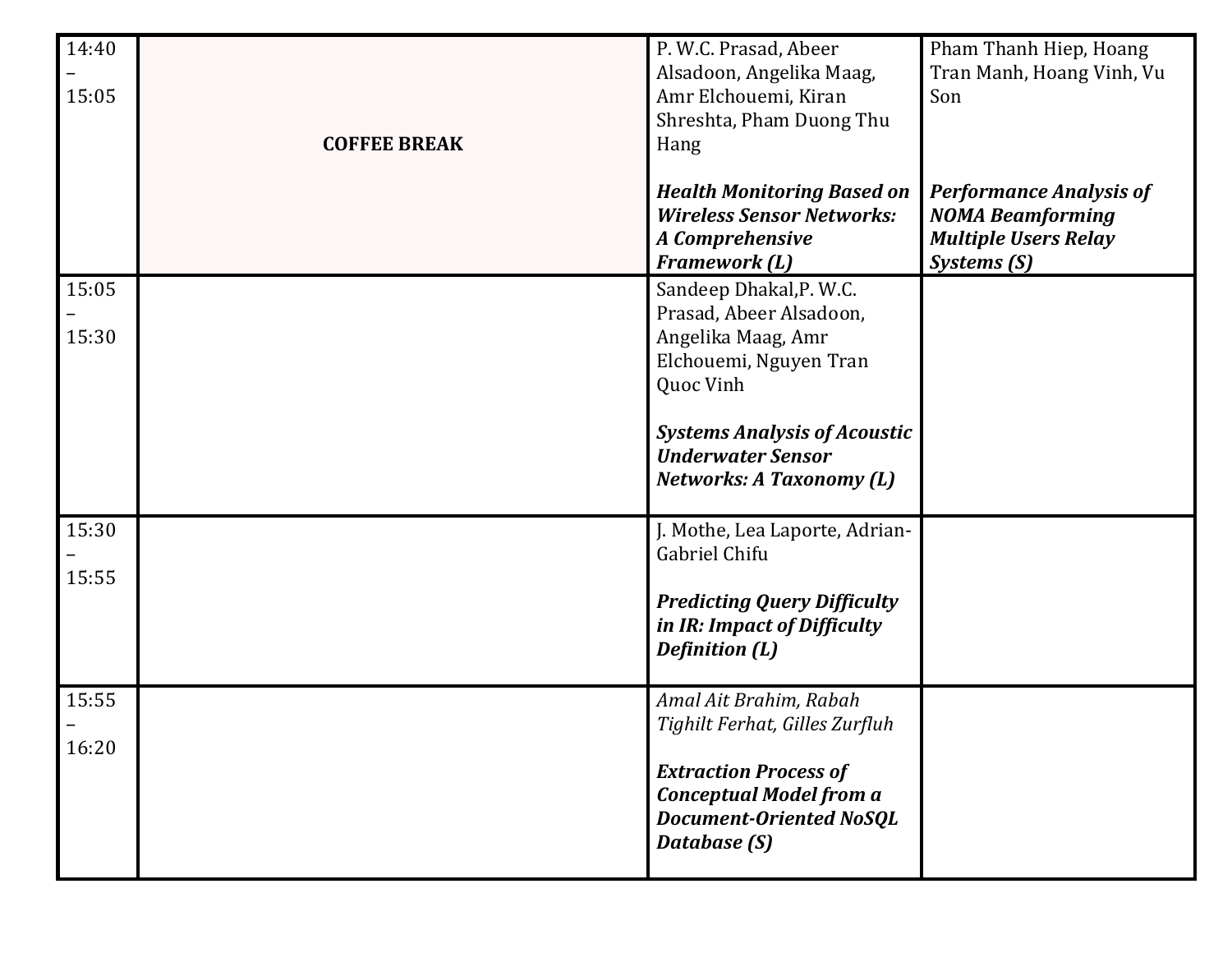| | | | |
|---|---|---|---|
| 14:40 – 15:05 | **COFFEE BREAK** | P. W.C. Prasad, Abeer Alsadoon, Angelika Maag, Amr Elchouemi, Kiran Shreshta, Pham Duong Thu Hang<br><br>***Health Monitoring Based on Wireless Sensor Networks: A Comprehensive Framework (L)*** | Pham Thanh Hiep, Hoang Tran Manh, Hoang Vinh, Vu Son<br><br>***Performance Analysis of NOMA Beamforming Multiple Users Relay Systems (S)*** |
| 15:05 – 15:30 | | Sandeep Dhakal,P. W.C. Prasad, Abeer Alsadoon, Angelika Maag, Amr Elchouemi, Nguyen Tran Quoc Vinh<br><br>***Systems Analysis of Acoustic Underwater Sensor Networks: A Taxonomy (L)*** | |
| 15:30 – 15:55 | | J. Mothe, Lea Laporte, Adrian-Gabriel Chifu<br><br>***Predicting Query Difficulty in IR: Impact of Difficulty Definition (L)*** | |
| 15:55 – 16:20 | | *Amal Ait Brahim, Rabah Tighilt Ferhat, Gilles Zurfluh*<br><br>***Extraction Process of Conceptual Model from a Document-Oriented NoSQL Database (S)*** | |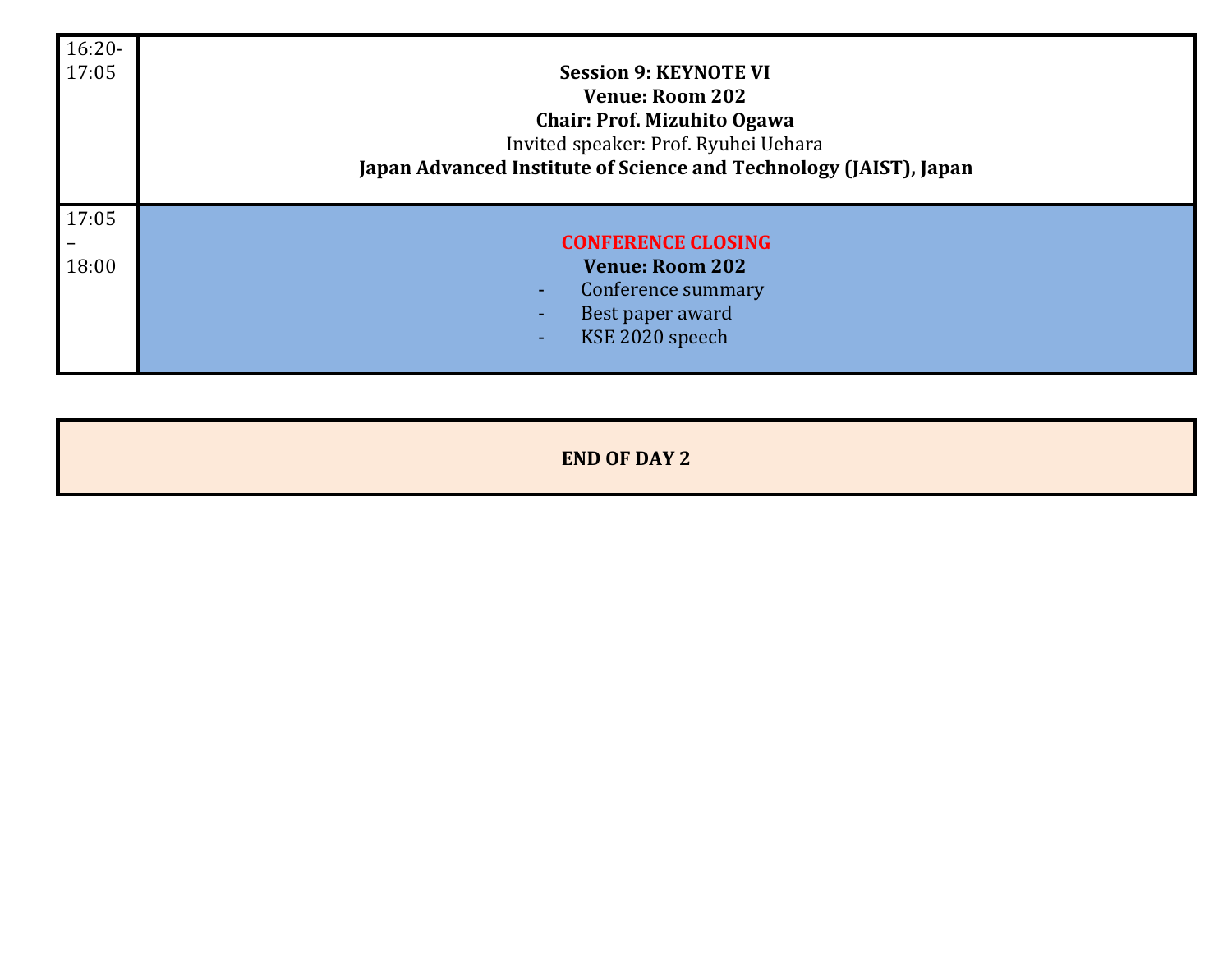| | |
|---|---|
| 16:20-17:05 | **Session 9: KEYNOTE VI**<br>**Venue: Room 202**<br>**Chair: Prof. Mizuhito Ogawa**<br>Invited speaker: Prof. Ryuhei Uehara<br>**Japan Advanced Institute of Science and Technology (JAIST), Japan** |
| 17:05 – 18:00 | **CONFERENCE CLOSING**<br>**Venue: Room 202**<br>- Conference summary<br>- Best paper award<br>- KSE 2020 speech |

**END OF DAY 2**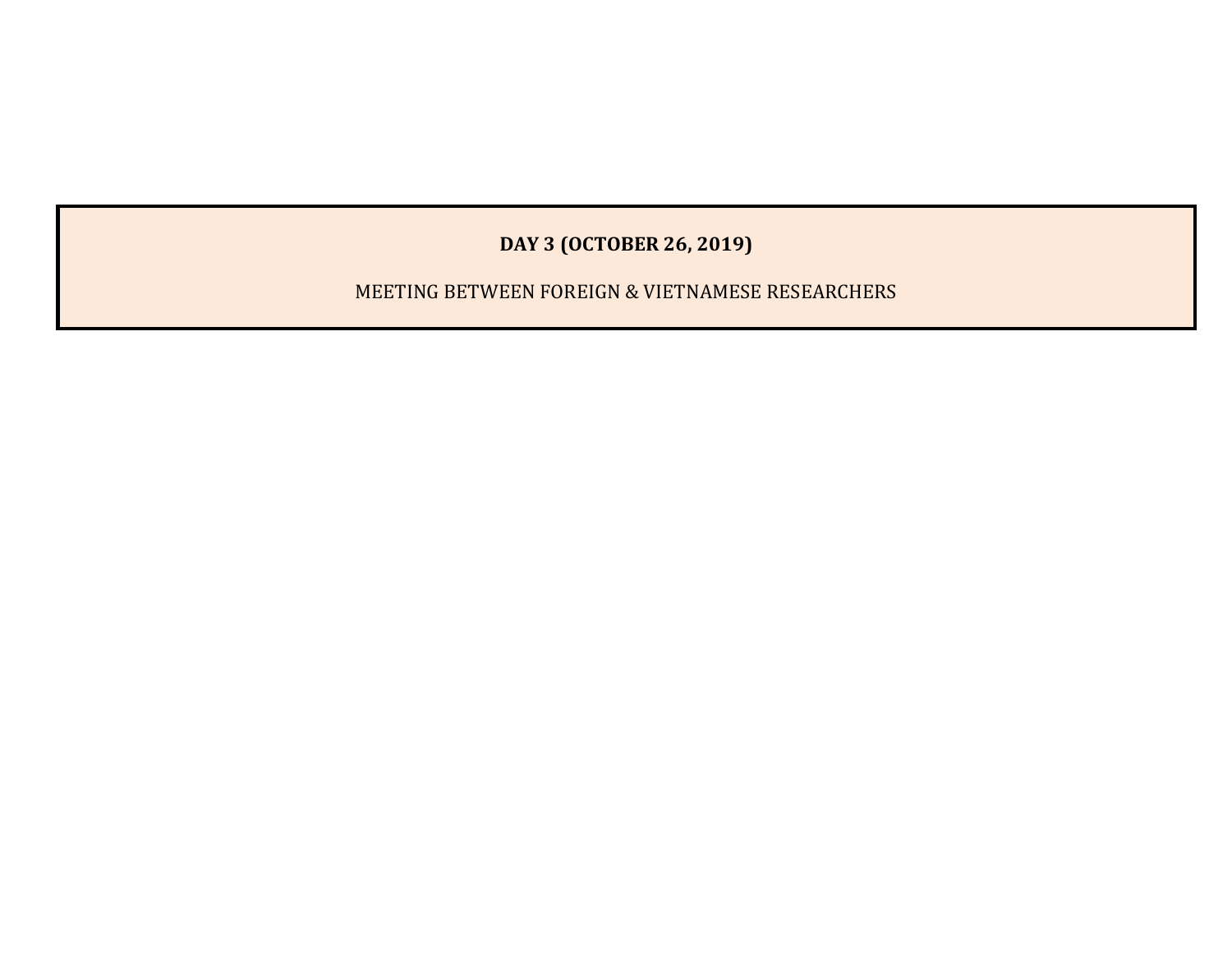**DAY 3 (OCTOBER 26, 2019)**

MEETING BETWEEN FOREIGN & VIETNAMESE RESEARCHERS